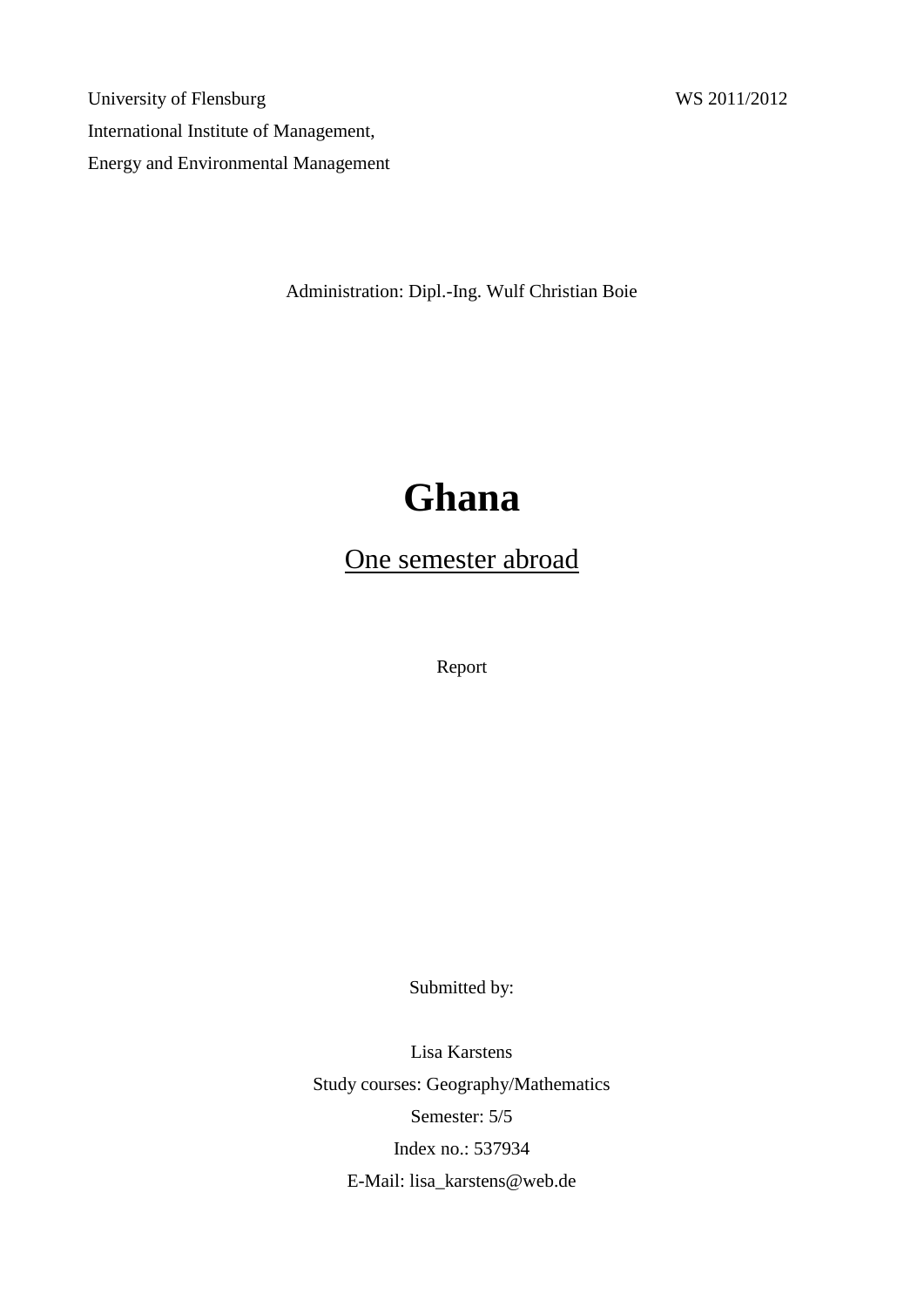University of Flensburg

International Institute of Management,

Energy and Environmental Management

WS 2011/2012

Administration: Dipl.-Ing. Wulf Christian Boie

# Ghana

## One semester abroad

Report

Submitted by:

Lisa Karstens

Study courses: Geography/Mathematics

Semester: 5/5

Index no.: 537934

E-Mail: lisa_karstens@web.de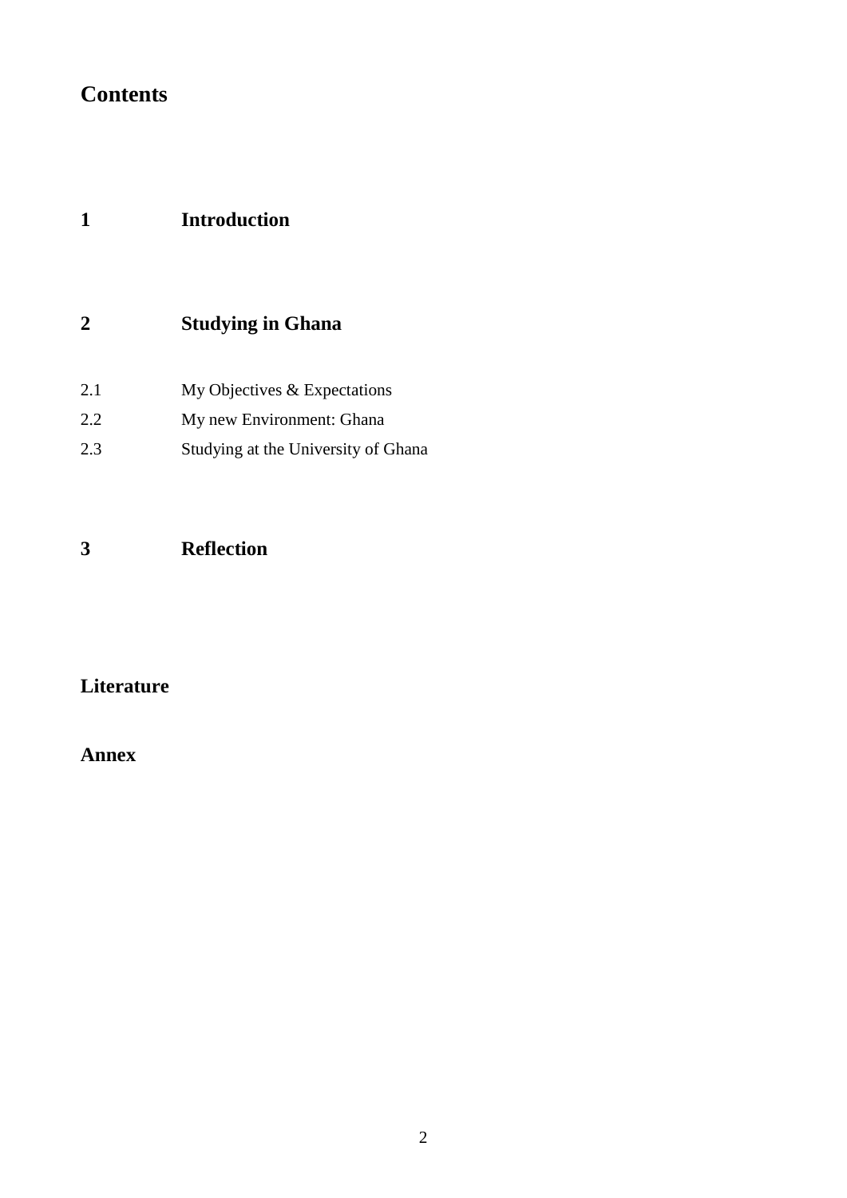# Contents

**1 Introduction**

**2 Studying in Ghana**

2.1 My Objectives & Expectations

2.2 My new Environment: Ghana

2.3 Studying at the University of Ghana

**3 Reflection**

**Literature**

**Annex**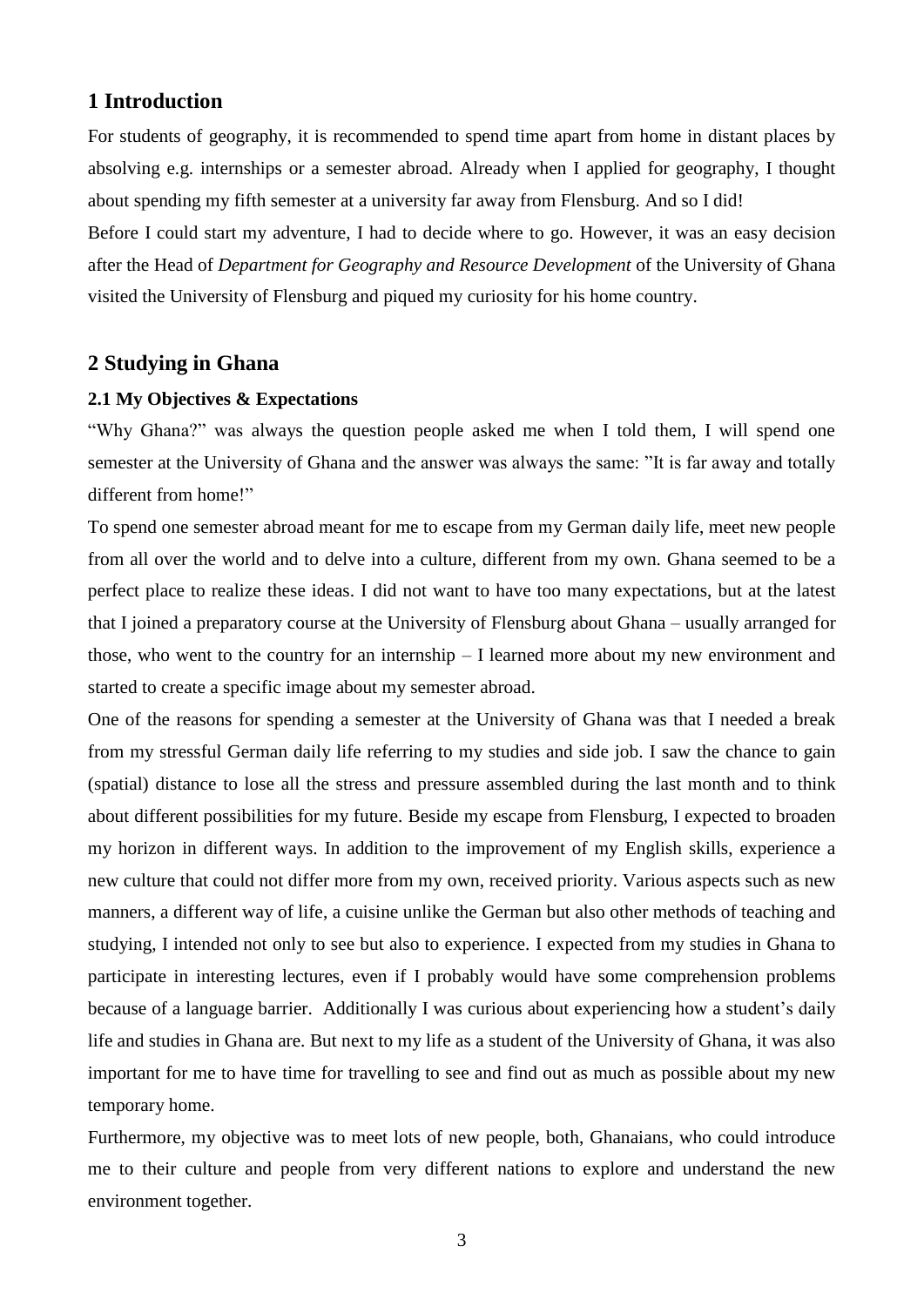# 1 Introduction

For students of geography, it is recommended to spend time apart from home in distant places by absolving e.g. internships or a semester abroad. Already when I applied for geography, I thought about spending my fifth semester at a university far away from Flensburg. And so I did!

Before I could start my adventure, I had to decide where to go. However, it was an easy decision after the Head of *Department for Geography and Resource Development* of the University of Ghana visited the University of Flensburg and piqued my curiosity for his home country.

# 2 Studying in Ghana

## 2.1 My Objectives & Expectations

"Why Ghana?" was always the question people asked me when I told them, I will spend one semester at the University of Ghana and the answer was always the same: "It is far away and totally different from home!"

To spend one semester abroad meant for me to escape from my German daily life, meet new people from all over the world and to delve into a culture, different from my own. Ghana seemed to be a perfect place to realize these ideas. I did not want to have too many expectations, but at the latest that I joined a preparatory course at the University of Flensburg about Ghana – usually arranged for those, who went to the country for an internship – I learned more about my new environment and started to create a specific image about my semester abroad.

One of the reasons for spending a semester at the University of Ghana was that I needed a break from my stressful German daily life referring to my studies and side job. I saw the chance to gain (spatial) distance to lose all the stress and pressure assembled during the last month and to think about different possibilities for my future. Beside my escape from Flensburg, I expected to broaden my horizon in different ways. In addition to the improvement of my English skills, experience a new culture that could not differ more from my own, received priority. Various aspects such as new manners, a different way of life, a cuisine unlike the German but also other methods of teaching and studying, I intended not only to see but also to experience. I expected from my studies in Ghana to participate in interesting lectures, even if I probably would have some comprehension problems because of a language barrier. Additionally I was curious about experiencing how a student's daily life and studies in Ghana are. But next to my life as a student of the University of Ghana, it was also important for me to have time for travelling to see and find out as much as possible about my new temporary home.

Furthermore, my objective was to meet lots of new people, both, Ghanaians, who could introduce me to their culture and people from very different nations to explore and understand the new environment together.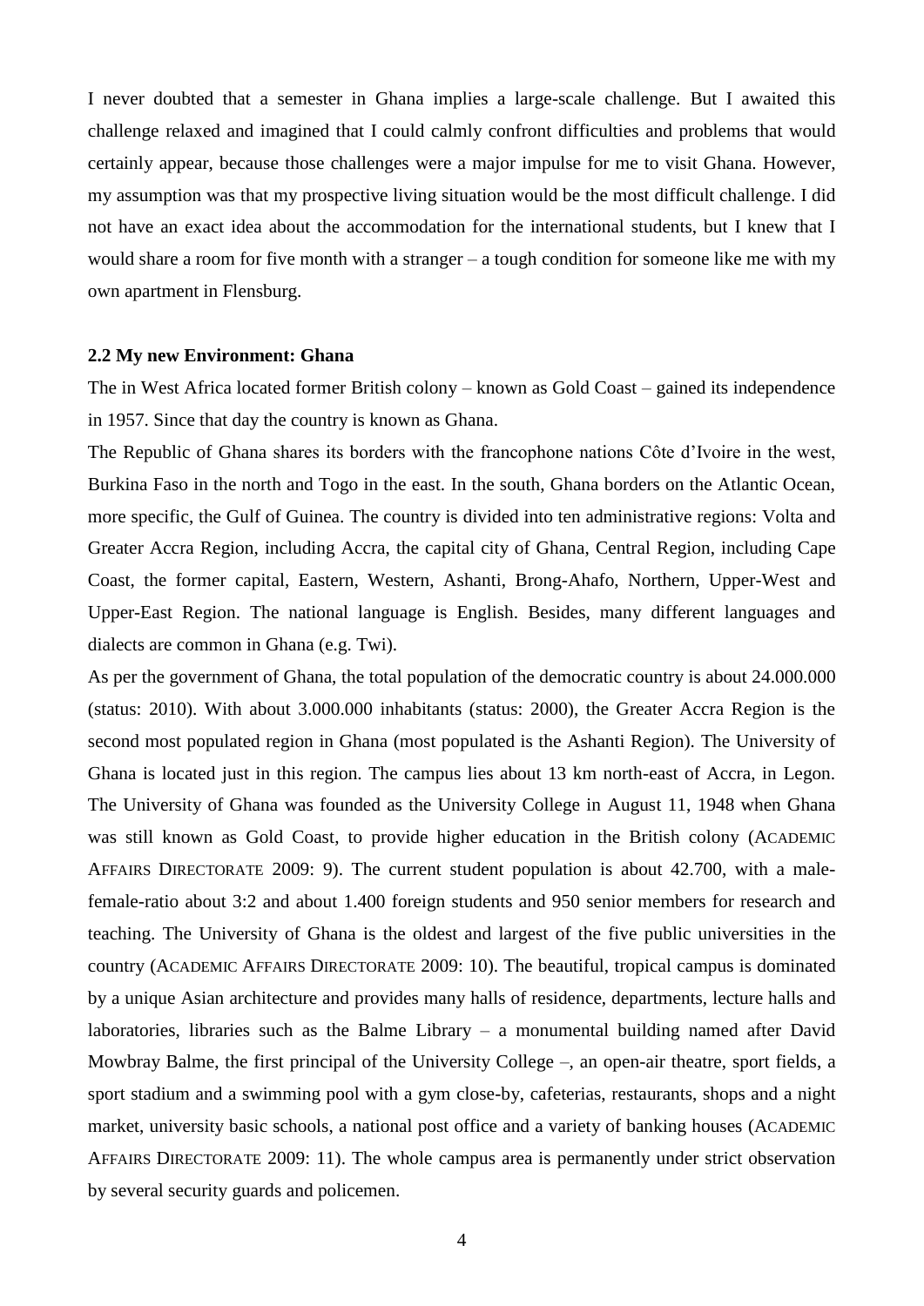I never doubted that a semester in Ghana implies a large-scale challenge. But I awaited this challenge relaxed and imagined that I could calmly confront difficulties and problems that would certainly appear, because those challenges were a major impulse for me to visit Ghana. However, my assumption was that my prospective living situation would be the most difficult challenge. I did not have an exact idea about the accommodation for the international students, but I knew that I would share a room for five month with a stranger – a tough condition for someone like me with my own apartment in Flensburg.

### 2.2 My new Environment: Ghana

The in West Africa located former British colony – known as Gold Coast – gained its independence in 1957. Since that day the country is known as Ghana.

The Republic of Ghana shares its borders with the francophone nations Côte d'Ivoire in the west, Burkina Faso in the north and Togo in the east. In the south, Ghana borders on the Atlantic Ocean, more specific, the Gulf of Guinea. The country is divided into ten administrative regions: Volta and Greater Accra Region, including Accra, the capital city of Ghana, Central Region, including Cape Coast, the former capital, Eastern, Western, Ashanti, Brong-Ahafo, Northern, Upper-West and Upper-East Region. The national language is English. Besides, many different languages and dialects are common in Ghana (e.g. Twi).

As per the government of Ghana, the total population of the democratic country is about 24.000.000 (status: 2010). With about 3.000.000 inhabitants (status: 2000), the Greater Accra Region is the second most populated region in Ghana (most populated is the Ashanti Region). The University of Ghana is located just in this region. The campus lies about 13 km north-east of Accra, in Legon. The University of Ghana was founded as the University College in August 11, 1948 when Ghana was still known as Gold Coast, to provide higher education in the British colony (ACADEMIC AFFAIRS DIRECTORATE 2009: 9). The current student population is about 42.700, with a male-female-ratio about 3:2 and about 1.400 foreign students and 950 senior members for research and teaching. The University of Ghana is the oldest and largest of the five public universities in the country (ACADEMIC AFFAIRS DIRECTORATE 2009: 10). The beautiful, tropical campus is dominated by a unique Asian architecture and provides many halls of residence, departments, lecture halls and laboratories, libraries such as the Balme Library – a monumental building named after David Mowbray Balme, the first principal of the University College –, an open-air theatre, sport fields, a sport stadium and a swimming pool with a gym close-by, cafeterias, restaurants, shops and a night market, university basic schools, a national post office and a variety of banking houses (ACADEMIC AFFAIRS DIRECTORATE 2009: 11). The whole campus area is permanently under strict observation by several security guards and policemen.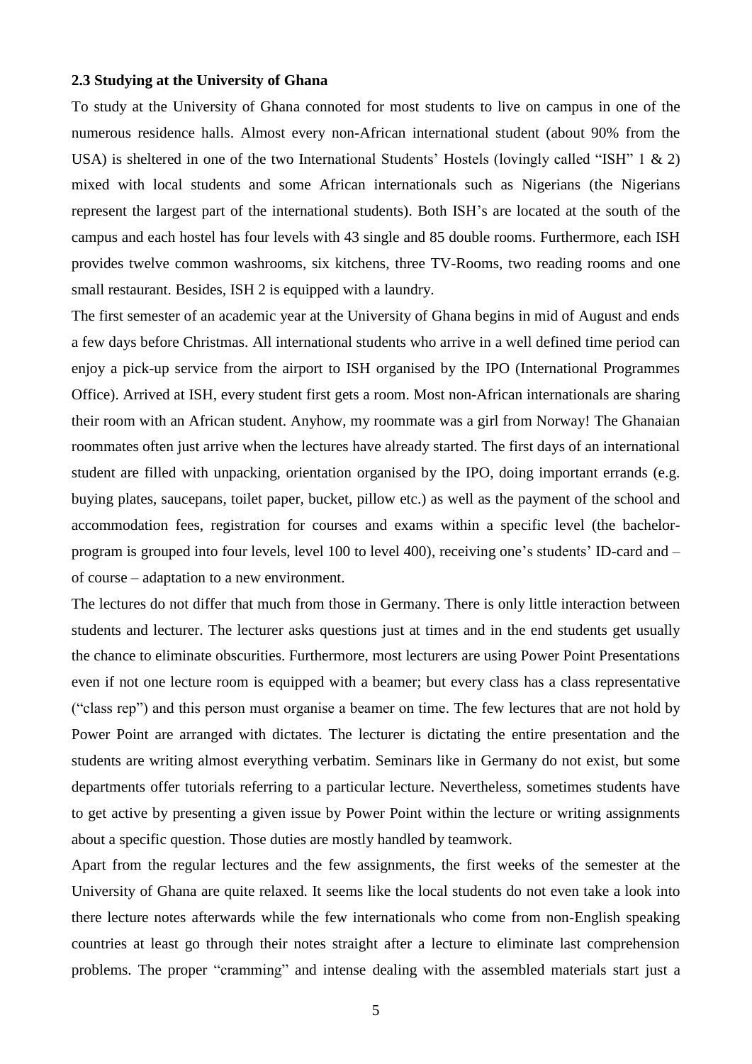**2.3 Studying at the University of Ghana**

To study at the University of Ghana connoted for most students to live on campus in one of the numerous residence halls. Almost every non-African international student (about 90% from the USA) is sheltered in one of the two International Students' Hostels (lovingly called "ISH" 1 & 2) mixed with local students and some African internationals such as Nigerians (the Nigerians represent the largest part of the international students). Both ISH's are located at the south of the campus and each hostel has four levels with 43 single and 85 double rooms. Furthermore, each ISH provides twelve common washrooms, six kitchens, three TV-Rooms, two reading rooms and one small restaurant. Besides, ISH 2 is equipped with a laundry.

The first semester of an academic year at the University of Ghana begins in mid of August and ends a few days before Christmas. All international students who arrive in a well defined time period can enjoy a pick-up service from the airport to ISH organised by the IPO (International Programmes Office). Arrived at ISH, every student first gets a room. Most non-African internationals are sharing their room with an African student. Anyhow, my roommate was a girl from Norway! The Ghanaian roommates often just arrive when the lectures have already started. The first days of an international student are filled with unpacking, orientation organised by the IPO, doing important errands (e.g. buying plates, saucepans, toilet paper, bucket, pillow etc.) as well as the payment of the school and accommodation fees, registration for courses and exams within a specific level (the bachelor-program is grouped into four levels, level 100 to level 400), receiving one's students' ID-card and – of course – adaptation to a new environment.

The lectures do not differ that much from those in Germany. There is only little interaction between students and lecturer. The lecturer asks questions just at times and in the end students get usually the chance to eliminate obscurities. Furthermore, most lecturers are using Power Point Presentations even if not one lecture room is equipped with a beamer; but every class has a class representative ("class rep") and this person must organise a beamer on time. The few lectures that are not hold by Power Point are arranged with dictates. The lecturer is dictating the entire presentation and the students are writing almost everything verbatim. Seminars like in Germany do not exist, but some departments offer tutorials referring to a particular lecture. Nevertheless, sometimes students have to get active by presenting a given issue by Power Point within the lecture or writing assignments about a specific question. Those duties are mostly handled by teamwork.

Apart from the regular lectures and the few assignments, the first weeks of the semester at the University of Ghana are quite relaxed. It seems like the local students do not even take a look into there lecture notes afterwards while the few internationals who come from non-English speaking countries at least go through their notes straight after a lecture to eliminate last comprehension problems. The proper "cramming" and intense dealing with the assembled materials start just a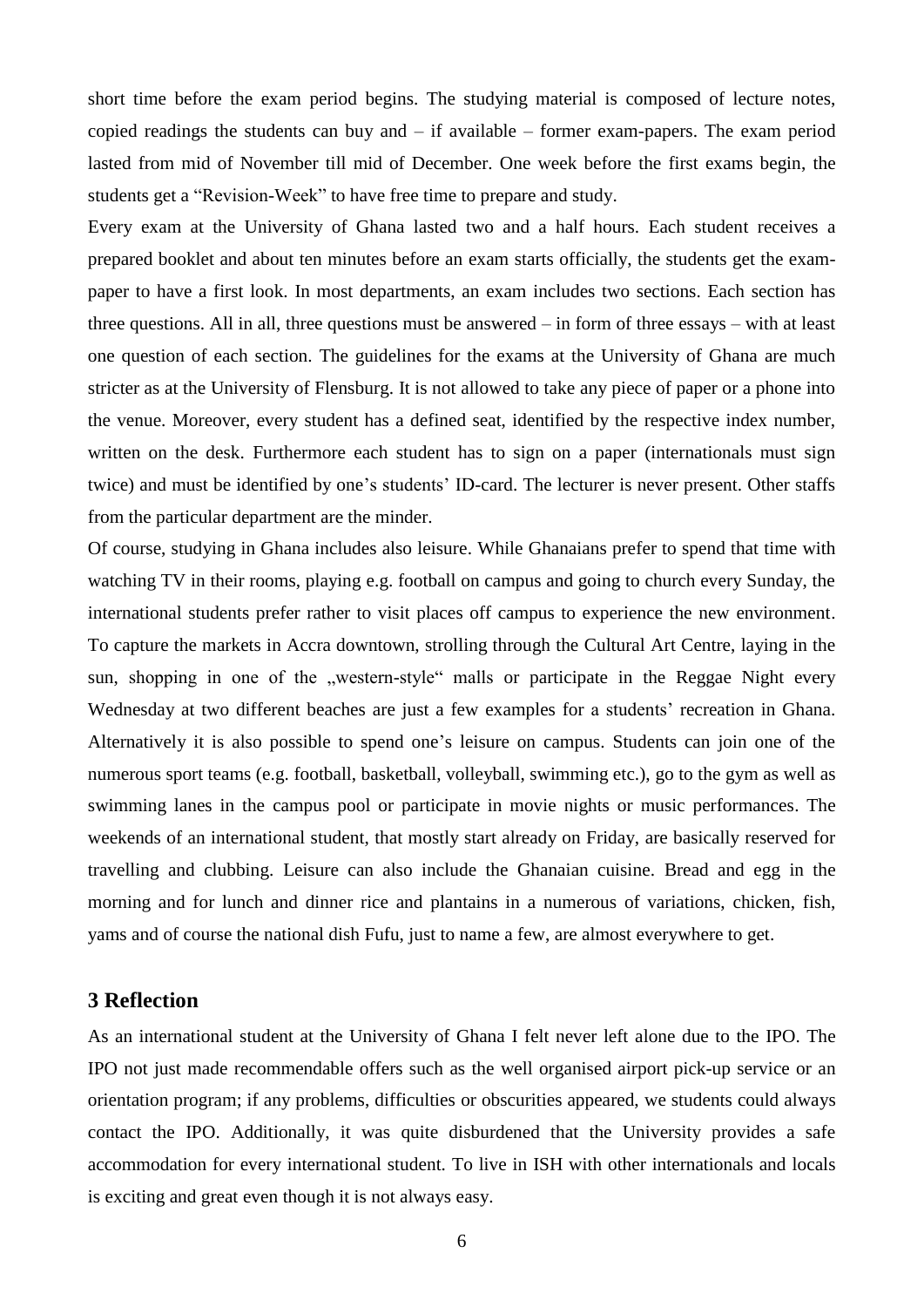short time before the exam period begins. The studying material is composed of lecture notes, copied readings the students can buy and – if available – former exam-papers. The exam period lasted from mid of November till mid of December. One week before the first exams begin, the students get a "Revision-Week" to have free time to prepare and study.

Every exam at the University of Ghana lasted two and a half hours. Each student receives a prepared booklet and about ten minutes before an exam starts officially, the students get the exam-paper to have a first look. In most departments, an exam includes two sections. Each section has three questions. All in all, three questions must be answered – in form of three essays – with at least one question of each section. The guidelines for the exams at the University of Ghana are much stricter as at the University of Flensburg. It is not allowed to take any piece of paper or a phone into the venue. Moreover, every student has a defined seat, identified by the respective index number, written on the desk. Furthermore each student has to sign on a paper (internationals must sign twice) and must be identified by one's students' ID-card. The lecturer is never present. Other staffs from the particular department are the minder.

Of course, studying in Ghana includes also leisure. While Ghanaians prefer to spend that time with watching TV in their rooms, playing e.g. football on campus and going to church every Sunday, the international students prefer rather to visit places off campus to experience the new environment. To capture the markets in Accra downtown, strolling through the Cultural Art Centre, laying in the sun, shopping in one of the „western-style" malls or participate in the Reggae Night every Wednesday at two different beaches are just a few examples for a students' recreation in Ghana. Alternatively it is also possible to spend one's leisure on campus. Students can join one of the numerous sport teams (e.g. football, basketball, volleyball, swimming etc.), go to the gym as well as swimming lanes in the campus pool or participate in movie nights or music performances. The weekends of an international student, that mostly start already on Friday, are basically reserved for travelling and clubbing. Leisure can also include the Ghanaian cuisine. Bread and egg in the morning and for lunch and dinner rice and plantains in a numerous of variations, chicken, fish, yams and of course the national dish Fufu, just to name a few, are almost everywhere to get.

## 3 Reflection

As an international student at the University of Ghana I felt never left alone due to the IPO. The IPO not just made recommendable offers such as the well organised airport pick-up service or an orientation program; if any problems, difficulties or obscurities appeared, we students could always contact the IPO. Additionally, it was quite disburdened that the University provides a safe accommodation for every international student. To live in ISH with other internationals and locals is exciting and great even though it is not always easy.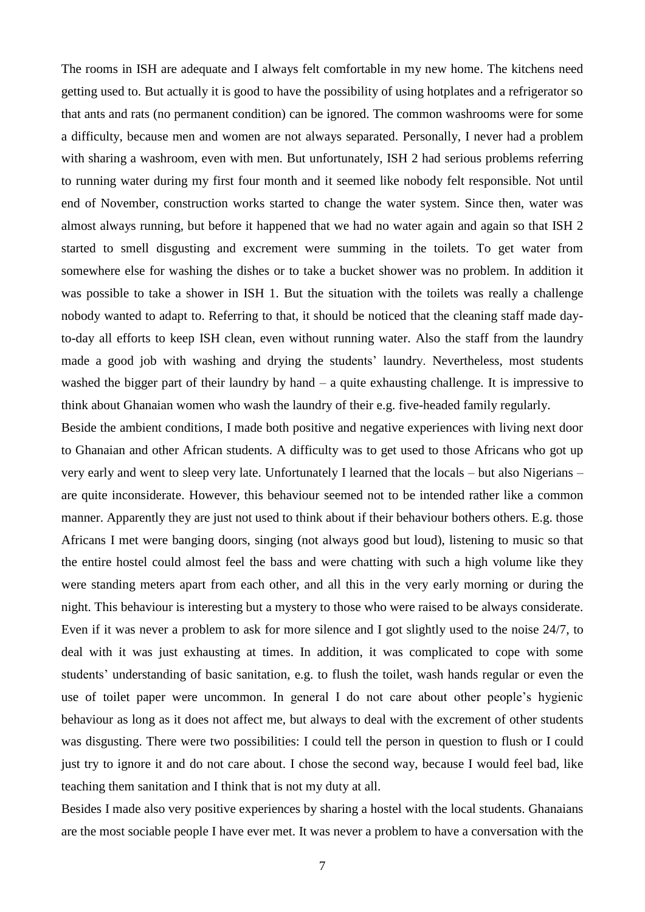The rooms in ISH are adequate and I always felt comfortable in my new home. The kitchens need getting used to. But actually it is good to have the possibility of using hotplates and a refrigerator so that ants and rats (no permanent condition) can be ignored. The common washrooms were for some a difficulty, because men and women are not always separated. Personally, I never had a problem with sharing a washroom, even with men. But unfortunately, ISH 2 had serious problems referring to running water during my first four month and it seemed like nobody felt responsible. Not until end of November, construction works started to change the water system. Since then, water was almost always running, but before it happened that we had no water again and again so that ISH 2 started to smell disgusting and excrement were summing in the toilets. To get water from somewhere else for washing the dishes or to take a bucket shower was no problem. In addition it was possible to take a shower in ISH 1. But the situation with the toilets was really a challenge nobody wanted to adapt to. Referring to that, it should be noticed that the cleaning staff made day-to-day all efforts to keep ISH clean, even without running water. Also the staff from the laundry made a good job with washing and drying the students' laundry. Nevertheless, most students washed the bigger part of their laundry by hand – a quite exhausting challenge. It is impressive to think about Ghanaian women who wash the laundry of their e.g. five-headed family regularly.

Beside the ambient conditions, I made both positive and negative experiences with living next door to Ghanaian and other African students. A difficulty was to get used to those Africans who got up very early and went to sleep very late. Unfortunately I learned that the locals – but also Nigerians – are quite inconsiderate. However, this behaviour seemed not to be intended rather like a common manner. Apparently they are just not used to think about if their behaviour bothers others. E.g. those Africans I met were banging doors, singing (not always good but loud), listening to music so that the entire hostel could almost feel the bass and were chatting with such a high volume like they were standing meters apart from each other, and all this in the very early morning or during the night. This behaviour is interesting but a mystery to those who were raised to be always considerate. Even if it was never a problem to ask for more silence and I got slightly used to the noise 24/7, to deal with it was just exhausting at times. In addition, it was complicated to cope with some students' understanding of basic sanitation, e.g. to flush the toilet, wash hands regular or even the use of toilet paper were uncommon. In general I do not care about other people's hygienic behaviour as long as it does not affect me, but always to deal with the excrement of other students was disgusting. There were two possibilities: I could tell the person in question to flush or I could just try to ignore it and do not care about. I chose the second way, because I would feel bad, like teaching them sanitation and I think that is not my duty at all.

Besides I made also very positive experiences by sharing a hostel with the local students. Ghanaians are the most sociable people I have ever met. It was never a problem to have a conversation with the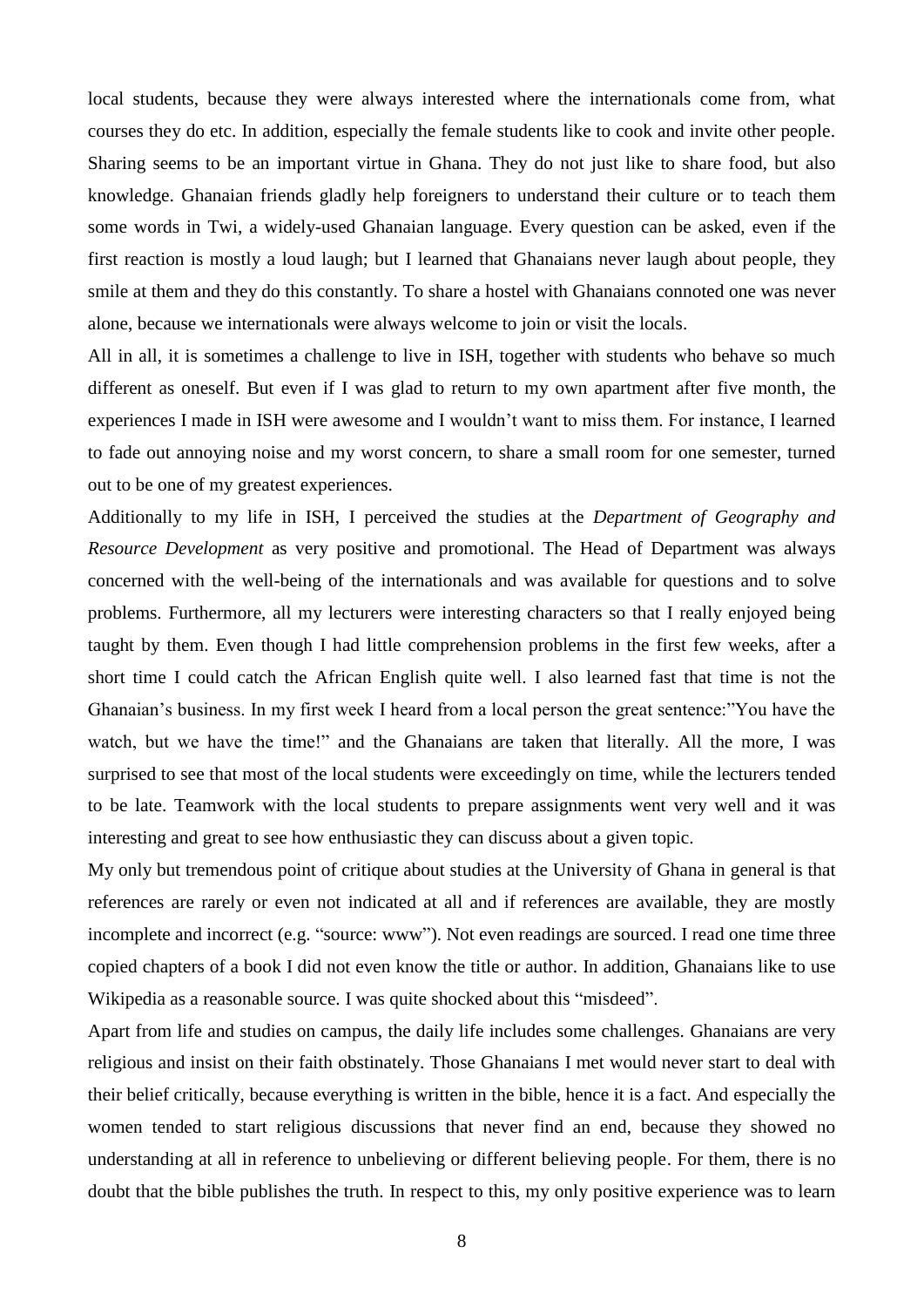local students, because they were always interested where the internationals come from, what courses they do etc. In addition, especially the female students like to cook and invite other people. Sharing seems to be an important virtue in Ghana. They do not just like to share food, but also knowledge. Ghanaian friends gladly help foreigners to understand their culture or to teach them some words in Twi, a widely-used Ghanaian language. Every question can be asked, even if the first reaction is mostly a loud laugh; but I learned that Ghanaians never laugh about people, they smile at them and they do this constantly. To share a hostel with Ghanaians connoted one was never alone, because we internationals were always welcome to join or visit the locals.

All in all, it is sometimes a challenge to live in ISH, together with students who behave so much different as oneself. But even if I was glad to return to my own apartment after five month, the experiences I made in ISH were awesome and I wouldn't want to miss them. For instance, I learned to fade out annoying noise and my worst concern, to share a small room for one semester, turned out to be one of my greatest experiences.

Additionally to my life in ISH, I perceived the studies at the *Department of Geography and Resource Development* as very positive and promotional. The Head of Department was always concerned with the well-being of the internationals and was available for questions and to solve problems. Furthermore, all my lecturers were interesting characters so that I really enjoyed being taught by them. Even though I had little comprehension problems in the first few weeks, after a short time I could catch the African English quite well. I also learned fast that time is not the Ghanaian's business. In my first week I heard from a local person the great sentence:"You have the watch, but we have the time!" and the Ghanaians are taken that literally. All the more, I was surprised to see that most of the local students were exceedingly on time, while the lecturers tended to be late. Teamwork with the local students to prepare assignments went very well and it was interesting and great to see how enthusiastic they can discuss about a given topic.

My only but tremendous point of critique about studies at the University of Ghana in general is that references are rarely or even not indicated at all and if references are available, they are mostly incomplete and incorrect (e.g. "source: www"). Not even readings are sourced. I read one time three copied chapters of a book I did not even know the title or author. In addition, Ghanaians like to use Wikipedia as a reasonable source. I was quite shocked about this "misdeed".

Apart from life and studies on campus, the daily life includes some challenges. Ghanaians are very religious and insist on their faith obstinately. Those Ghanaians I met would never start to deal with their belief critically, because everything is written in the bible, hence it is a fact. And especially the women tended to start religious discussions that never find an end, because they showed no understanding at all in reference to unbelieving or different believing people. For them, there is no doubt that the bible publishes the truth. In respect to this, my only positive experience was to learn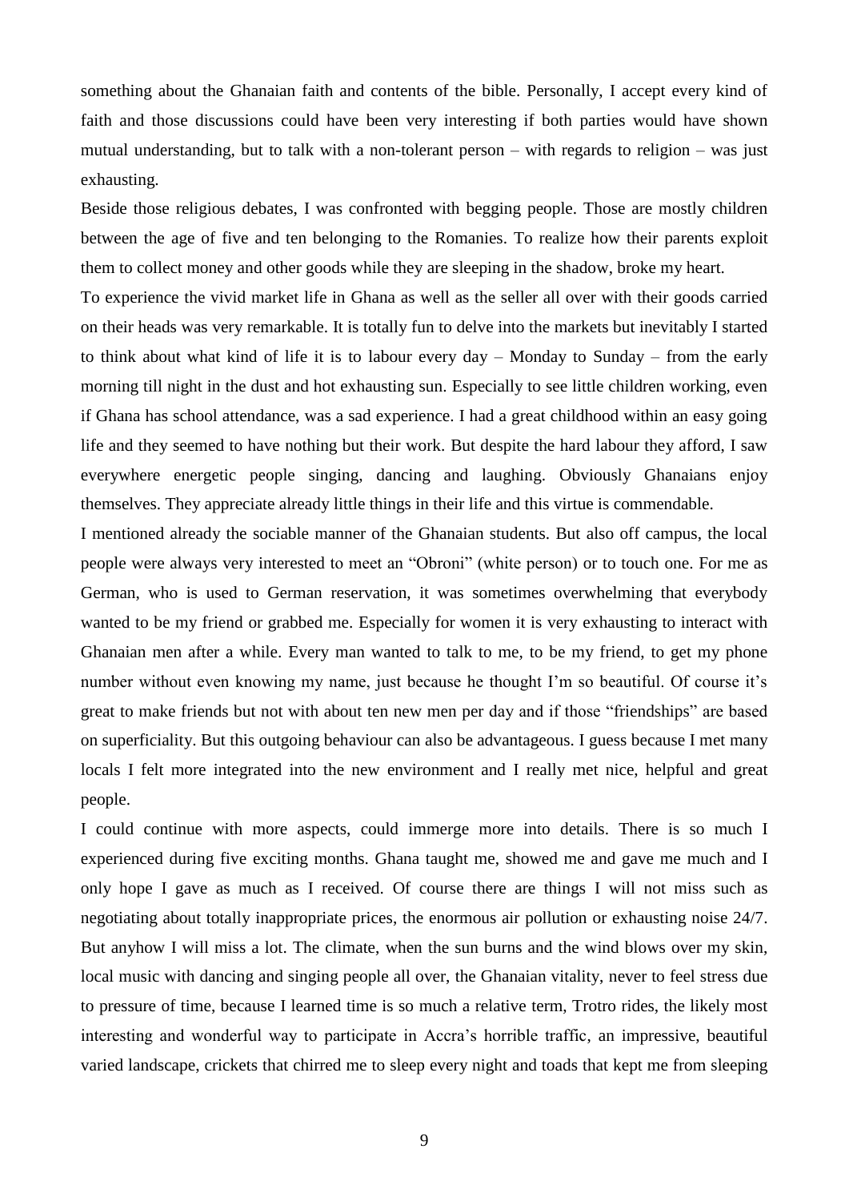something about the Ghanaian faith and contents of the bible. Personally, I accept every kind of faith and those discussions could have been very interesting if both parties would have shown mutual understanding, but to talk with a non-tolerant person – with regards to religion – was just exhausting.

Beside those religious debates, I was confronted with begging people. Those are mostly children between the age of five and ten belonging to the Romanies. To realize how their parents exploit them to collect money and other goods while they are sleeping in the shadow, broke my heart.

To experience the vivid market life in Ghana as well as the seller all over with their goods carried on their heads was very remarkable. It is totally fun to delve into the markets but inevitably I started to think about what kind of life it is to labour every day – Monday to Sunday – from the early morning till night in the dust and hot exhausting sun. Especially to see little children working, even if Ghana has school attendance, was a sad experience. I had a great childhood within an easy going life and they seemed to have nothing but their work. But despite the hard labour they afford, I saw everywhere energetic people singing, dancing and laughing. Obviously Ghanaians enjoy themselves. They appreciate already little things in their life and this virtue is commendable.

I mentioned already the sociable manner of the Ghanaian students. But also off campus, the local people were always very interested to meet an "Obroni" (white person) or to touch one. For me as German, who is used to German reservation, it was sometimes overwhelming that everybody wanted to be my friend or grabbed me. Especially for women it is very exhausting to interact with Ghanaian men after a while. Every man wanted to talk to me, to be my friend, to get my phone number without even knowing my name, just because he thought I'm so beautiful. Of course it's great to make friends but not with about ten new men per day and if those "friendships" are based on superficiality. But this outgoing behaviour can also be advantageous. I guess because I met many locals I felt more integrated into the new environment and I really met nice, helpful and great people.

I could continue with more aspects, could immerge more into details. There is so much I experienced during five exciting months. Ghana taught me, showed me and gave me much and I only hope I gave as much as I received. Of course there are things I will not miss such as negotiating about totally inappropriate prices, the enormous air pollution or exhausting noise 24/7. But anyhow I will miss a lot. The climate, when the sun burns and the wind blows over my skin, local music with dancing and singing people all over, the Ghanaian vitality, never to feel stress due to pressure of time, because I learned time is so much a relative term, Trotro rides, the likely most interesting and wonderful way to participate in Accra's horrible traffic, an impressive, beautiful varied landscape, crickets that chirred me to sleep every night and toads that kept me from sleeping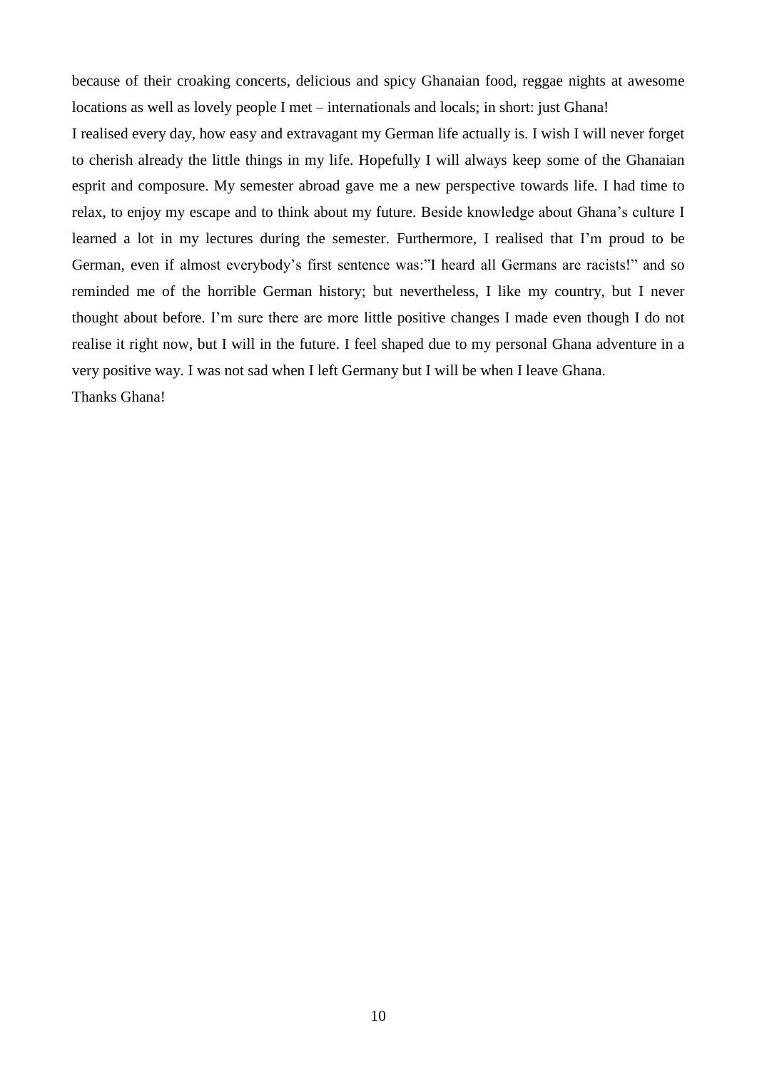because of their croaking concerts, delicious and spicy Ghanaian food, reggae nights at awesome locations as well as lovely people I met – internationals and locals; in short: just Ghana!

I realised every day, how easy and extravagant my German life actually is. I wish I will never forget to cherish already the little things in my life. Hopefully I will always keep some of the Ghanaian esprit and composure. My semester abroad gave me a new perspective towards life. I had time to relax, to enjoy my escape and to think about my future. Beside knowledge about Ghana's culture I learned a lot in my lectures during the semester. Furthermore, I realised that I'm proud to be German, even if almost everybody's first sentence was:"I heard all Germans are racists!" and so reminded me of the horrible German history; but nevertheless, I like my country, but I never thought about before. I'm sure there are more little positive changes I made even though I do not realise it right now, but I will in the future. I feel shaped due to my personal Ghana adventure in a very positive way. I was not sad when I left Germany but I will be when I leave Ghana.

Thanks Ghana!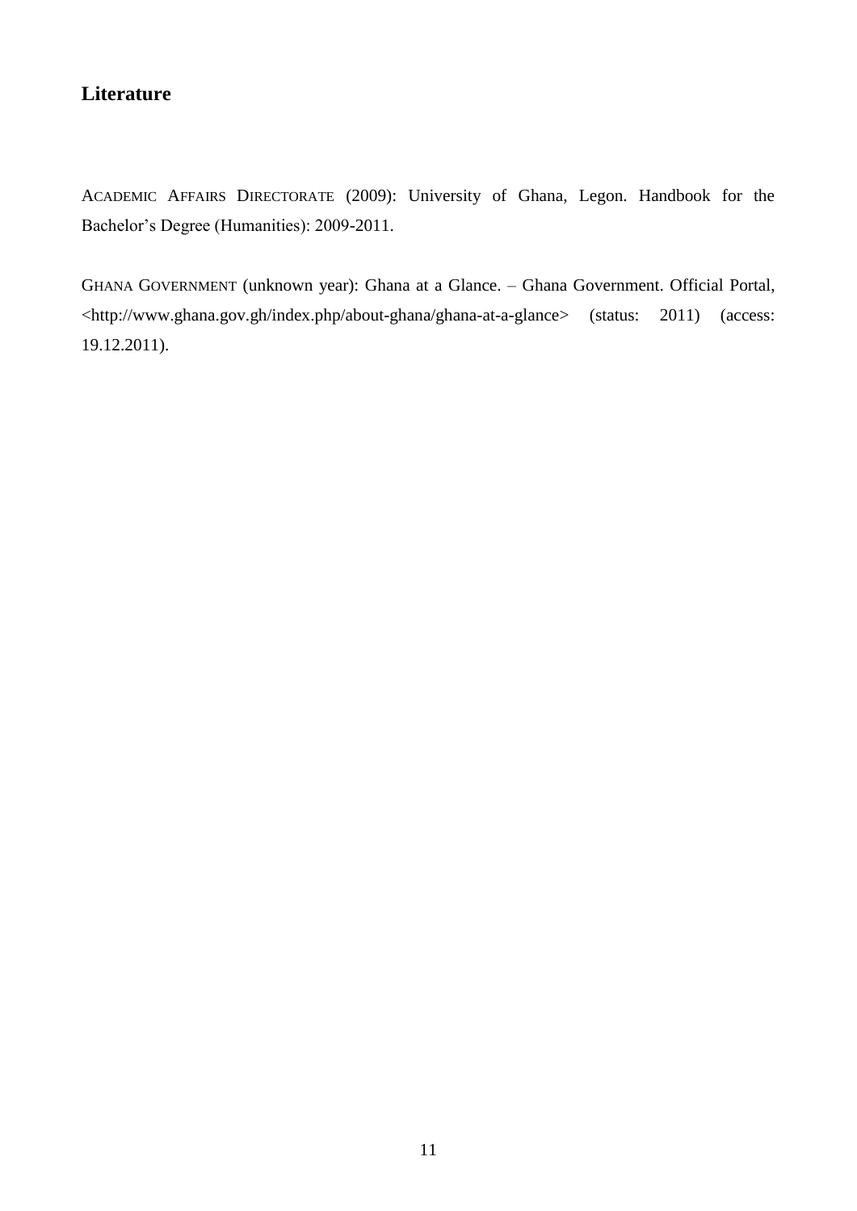## Literature

ACADEMIC AFFAIRS DIRECTORATE (2009): University of Ghana, Legon. Handbook for the Bachelor's Degree (Humanities): 2009-2011.

GHANA GOVERNMENT (unknown year): Ghana at a Glance. – Ghana Government. Official Portal, <http://www.ghana.gov.gh/index.php/about-ghana/ghana-at-a-glance> (status: 2011) (access: 19.12.2011).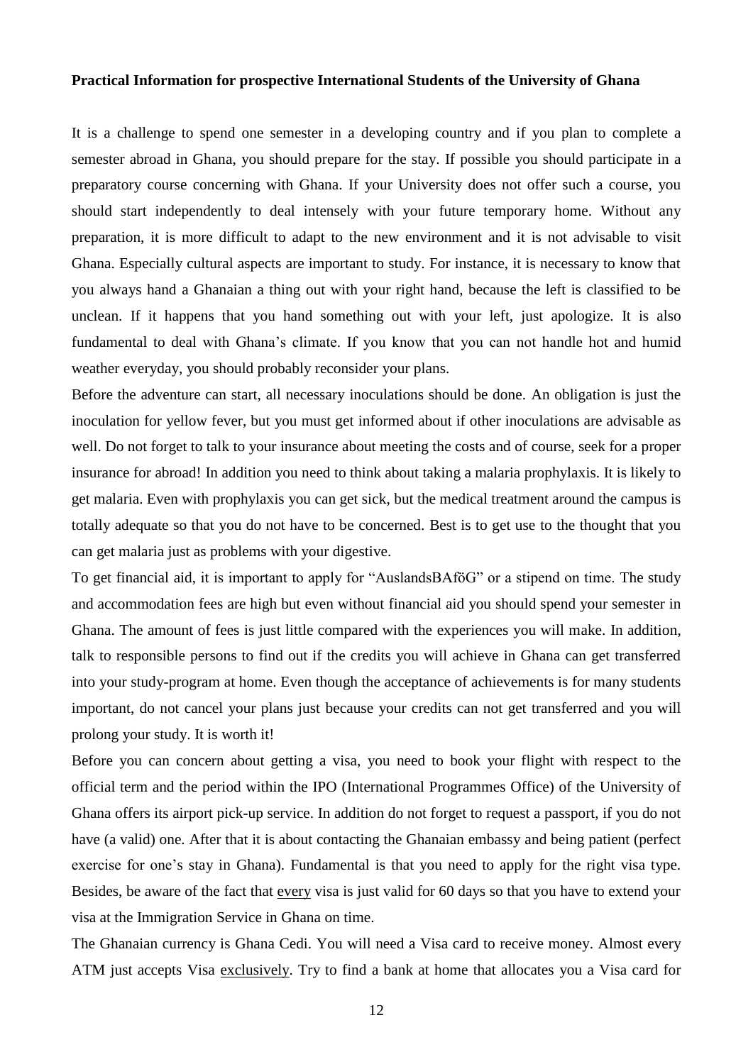**Practical Information for prospective International Students of the University of Ghana**

It is a challenge to spend one semester in a developing country and if you plan to complete a semester abroad in Ghana, you should prepare for the stay. If possible you should participate in a preparatory course concerning with Ghana. If your University does not offer such a course, you should start independently to deal intensely with your future temporary home. Without any preparation, it is more difficult to adapt to the new environment and it is not advisable to visit Ghana. Especially cultural aspects are important to study. For instance, it is necessary to know that you always hand a Ghanaian a thing out with your right hand, because the left is classified to be unclean. If it happens that you hand something out with your left, just apologize. It is also fundamental to deal with Ghana's climate. If you know that you can not handle hot and humid weather everyday, you should probably reconsider your plans.

Before the adventure can start, all necessary inoculations should be done. An obligation is just the inoculation for yellow fever, but you must get informed about if other inoculations are advisable as well. Do not forget to talk to your insurance about meeting the costs and of course, seek for a proper insurance for abroad! In addition you need to think about taking a malaria prophylaxis. It is likely to get malaria. Even with prophylaxis you can get sick, but the medical treatment around the campus is totally adequate so that you do not have to be concerned. Best is to get use to the thought that you can get malaria just as problems with your digestive.

To get financial aid, it is important to apply for "AuslandsBAföG" or a stipend on time. The study and accommodation fees are high but even without financial aid you should spend your semester in Ghana. The amount of fees is just little compared with the experiences you will make. In addition, talk to responsible persons to find out if the credits you will achieve in Ghana can get transferred into your study-program at home. Even though the acceptance of achievements is for many students important, do not cancel your plans just because your credits can not get transferred and you will prolong your study. It is worth it!

Before you can concern about getting a visa, you need to book your flight with respect to the official term and the period within the IPO (International Programmes Office) of the University of Ghana offers its airport pick-up service. In addition do not forget to request a passport, if you do not have (a valid) one. After that it is about contacting the Ghanaian embassy and being patient (perfect exercise for one's stay in Ghana). Fundamental is that you need to apply for the right visa type. Besides, be aware of the fact that <u>every</u> visa is just valid for 60 days so that you have to extend your visa at the Immigration Service in Ghana on time.

The Ghanaian currency is Ghana Cedi. You will need a Visa card to receive money. Almost every ATM just accepts Visa <u>exclusively</u>. Try to find a bank at home that allocates you a Visa card for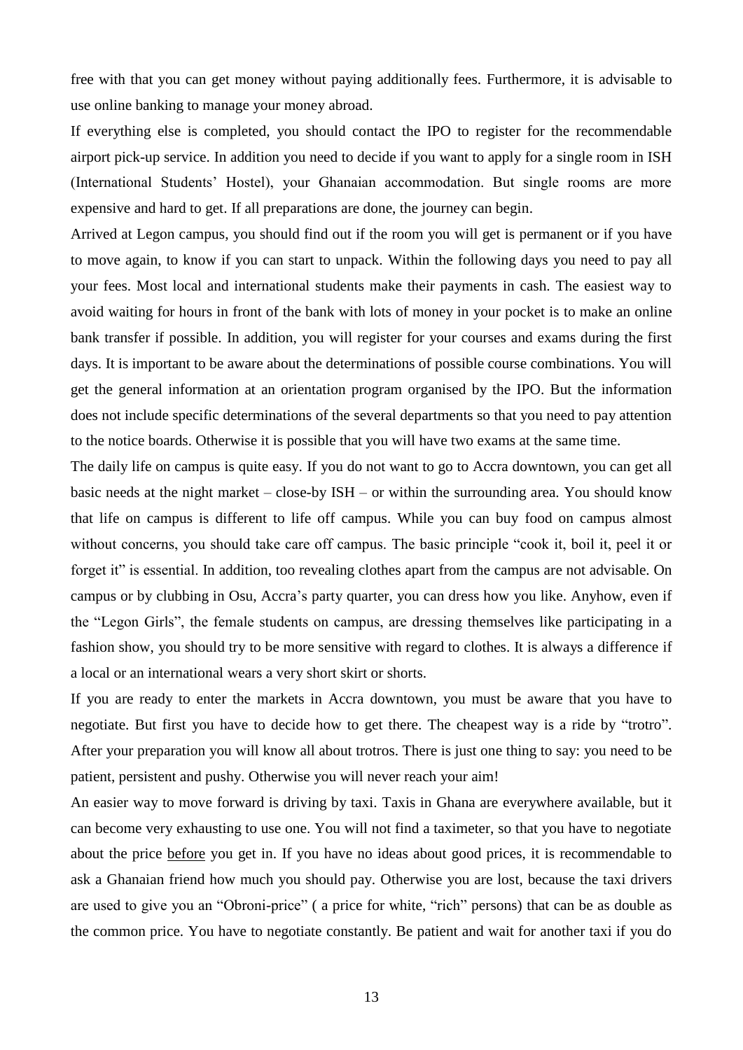free with that you can get money without paying additionally fees. Furthermore, it is advisable to use online banking to manage your money abroad.

If everything else is completed, you should contact the IPO to register for the recommendable airport pick-up service. In addition you need to decide if you want to apply for a single room in ISH (International Students' Hostel), your Ghanaian accommodation. But single rooms are more expensive and hard to get. If all preparations are done, the journey can begin.

Arrived at Legon campus, you should find out if the room you will get is permanent or if you have to move again, to know if you can start to unpack. Within the following days you need to pay all your fees. Most local and international students make their payments in cash. The easiest way to avoid waiting for hours in front of the bank with lots of money in your pocket is to make an online bank transfer if possible. In addition, you will register for your courses and exams during the first days. It is important to be aware about the determinations of possible course combinations. You will get the general information at an orientation program organised by the IPO. But the information does not include specific determinations of the several departments so that you need to pay attention to the notice boards. Otherwise it is possible that you will have two exams at the same time.

The daily life on campus is quite easy. If you do not want to go to Accra downtown, you can get all basic needs at the night market – close-by ISH – or within the surrounding area. You should know that life on campus is different to life off campus. While you can buy food on campus almost without concerns, you should take care off campus. The basic principle "cook it, boil it, peel it or forget it" is essential. In addition, too revealing clothes apart from the campus are not advisable. On campus or by clubbing in Osu, Accra's party quarter, you can dress how you like. Anyhow, even if the "Legon Girls", the female students on campus, are dressing themselves like participating in a fashion show, you should try to be more sensitive with regard to clothes. It is always a difference if a local or an international wears a very short skirt or shorts.

If you are ready to enter the markets in Accra downtown, you must be aware that you have to negotiate. But first you have to decide how to get there. The cheapest way is a ride by "trotro". After your preparation you will know all about trotros. There is just one thing to say: you need to be patient, persistent and pushy. Otherwise you will never reach your aim!

An easier way to move forward is driving by taxi. Taxis in Ghana are everywhere available, but it can become very exhausting to use one. You will not find a taximeter, so that you have to negotiate about the price <u>before</u> you get in. If you have no ideas about good prices, it is recommendable to ask a Ghanaian friend how much you should pay. Otherwise you are lost, because the taxi drivers are used to give you an "Obroni-price" ( a price for white, "rich" persons) that can be as double as the common price. You have to negotiate constantly. Be patient and wait for another taxi if you do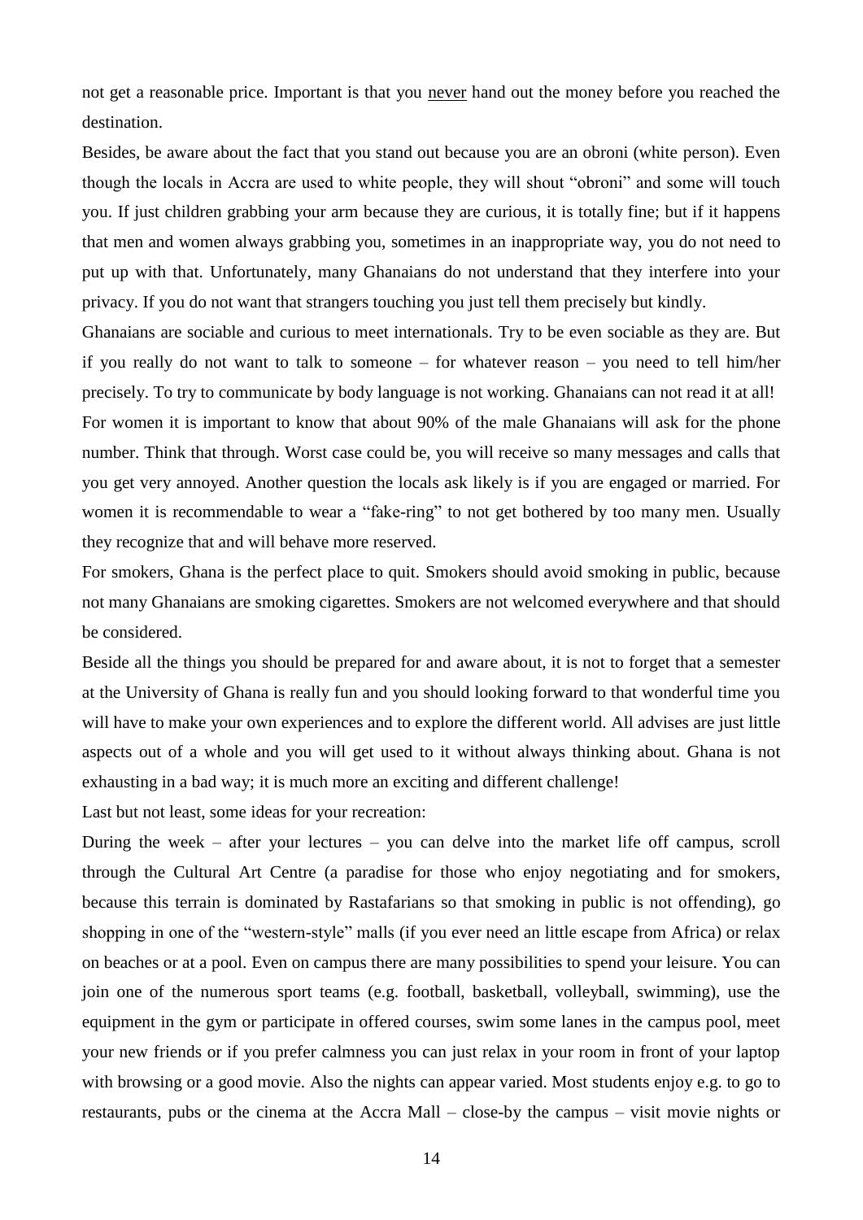not get a reasonable price. Important is that you never hand out the money before you reached the destination.

Besides, be aware about the fact that you stand out because you are an obroni (white person). Even though the locals in Accra are used to white people, they will shout "obroni" and some will touch you. If just children grabbing your arm because they are curious, it is totally fine; but if it happens that men and women always grabbing you, sometimes in an inappropriate way, you do not need to put up with that. Unfortunately, many Ghanaians do not understand that they interfere into your privacy. If you do not want that strangers touching you just tell them precisely but kindly.

Ghanaians are sociable and curious to meet internationals. Try to be even sociable as they are. But if you really do not want to talk to someone – for whatever reason – you need to tell him/her precisely. To try to communicate by body language is not working. Ghanaians can not read it at all!

For women it is important to know that about 90% of the male Ghanaians will ask for the phone number. Think that through. Worst case could be, you will receive so many messages and calls that you get very annoyed. Another question the locals ask likely is if you are engaged or married. For women it is recommendable to wear a "fake-ring" to not get bothered by too many men. Usually they recognize that and will behave more reserved.

For smokers, Ghana is the perfect place to quit. Smokers should avoid smoking in public, because not many Ghanaians are smoking cigarettes. Smokers are not welcomed everywhere and that should be considered.

Beside all the things you should be prepared for and aware about, it is not to forget that a semester at the University of Ghana is really fun and you should looking forward to that wonderful time you will have to make your own experiences and to explore the different world. All advises are just little aspects out of a whole and you will get used to it without always thinking about. Ghana is not exhausting in a bad way; it is much more an exciting and different challenge!

Last but not least, some ideas for your recreation:

During the week – after your lectures – you can delve into the market life off campus, scroll through the Cultural Art Centre (a paradise for those who enjoy negotiating and for smokers, because this terrain is dominated by Rastafarians so that smoking in public is not offending), go shopping in one of the "western-style" malls (if you ever need an little escape from Africa) or relax on beaches or at a pool. Even on campus there are many possibilities to spend your leisure. You can join one of the numerous sport teams (e.g. football, basketball, volleyball, swimming), use the equipment in the gym or participate in offered courses, swim some lanes in the campus pool, meet your new friends or if you prefer calmness you can just relax in your room in front of your laptop with browsing or a good movie. Also the nights can appear varied. Most students enjoy e.g. to go to restaurants, pubs or the cinema at the Accra Mall – close-by the campus – visit movie nights or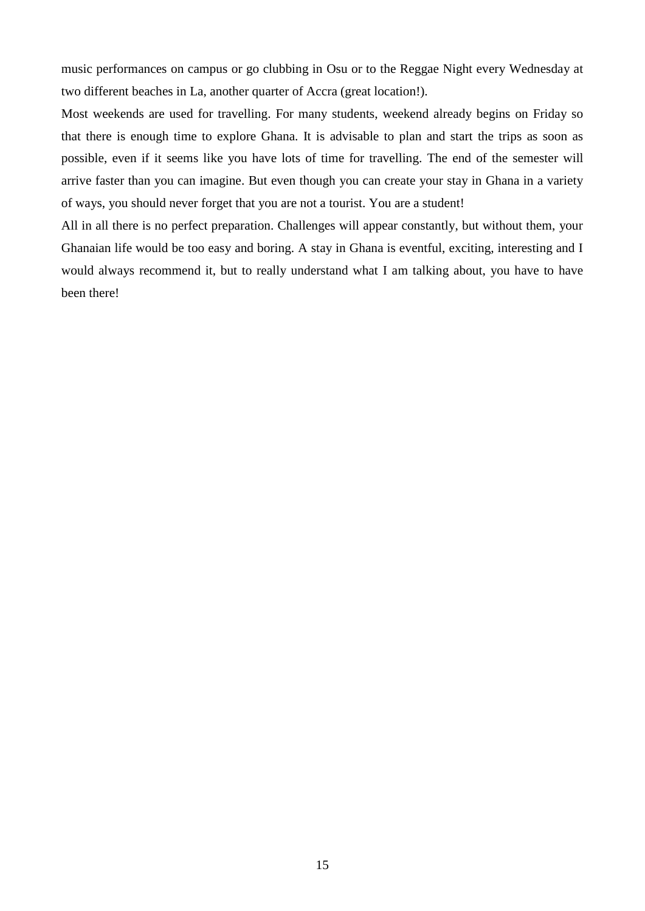music performances on campus or go clubbing in Osu or to the Reggae Night every Wednesday at two different beaches in La, another quarter of Accra (great location!).

Most weekends are used for travelling. For many students, weekend already begins on Friday so that there is enough time to explore Ghana. It is advisable to plan and start the trips as soon as possible, even if it seems like you have lots of time for travelling. The end of the semester will arrive faster than you can imagine. But even though you can create your stay in Ghana in a variety of ways, you should never forget that you are not a tourist. You are a student!

All in all there is no perfect preparation. Challenges will appear constantly, but without them, your Ghanaian life would be too easy and boring. A stay in Ghana is eventful, exciting, interesting and I would always recommend it, but to really understand what I am talking about, you have to have been there!